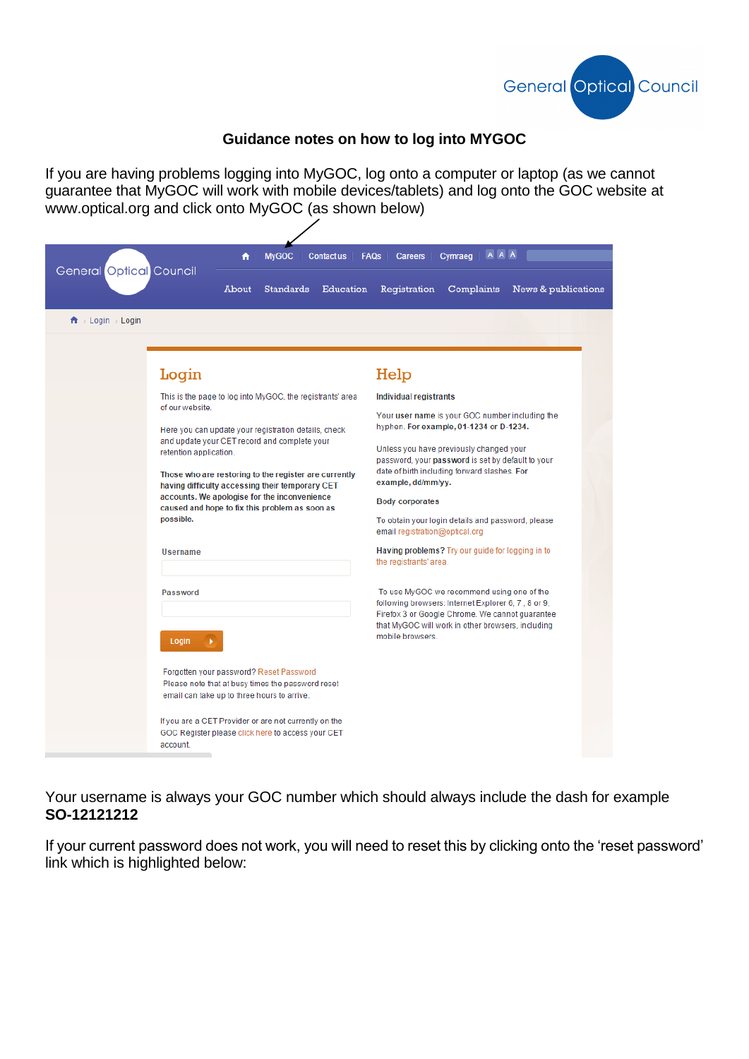# Guidance notes on how to log into MYGOC

If you are having problems logging into MyGOC, log onto a computer or laptop (as we cannot guarantee that MyGOC will work with mobile devices/tablets) and log onto the GOC website at www.optical.org and click onto MyGOC (as shown below)

General Optical Council

MyGOC | Contact us | FAQs | Careers | Cymraeg

About | Standards | Education | Registration | Complaints | News & publications

Login › Login

## Login

This is the page to log into MyGOC, the registrants' area of our website.

Here you can update your registration details, check and update your CET record and complete your retention application.

**Those who are restoring to the register are currently having difficulty accessing their temporary CET accounts. We apologise for the inconvenience caused and hope to fix this problem as soon as possible.**

**Username**

**Password**

Login

Forgotten your password? Reset Password
Please note that at busy times the password reset email can take up to three hours to arrive.

If you are a CET Provider or are not currently on the GOC Register please click here to access your CET account.

## Help

**Individual registrants**

Your **user name** is your GOC number including the hyphen. **For example, 01-1234 or D-1234.**

Unless you have previously changed your password, your **password** is set by default to your date of birth including forward slashes. **For example, dd/mm/yy.**

**Body corporates**

To obtain your login details and password, please email registration@optical.org

**Having problems?** Try our guide for logging in to the registrants' area.

To use MyGOC we recommend using one of the following browsers: Internet Explorer 6, 7, 8 or 9, Firefox 3 or Google Chrome. We cannot guarantee that MyGOC will work in other browsers, including mobile browsers.

Your username is always your GOC number which should always include the dash for example **SO-12121212**

If your current password does not work, you will need to reset this by clicking onto the 'reset password' link which is highlighted below: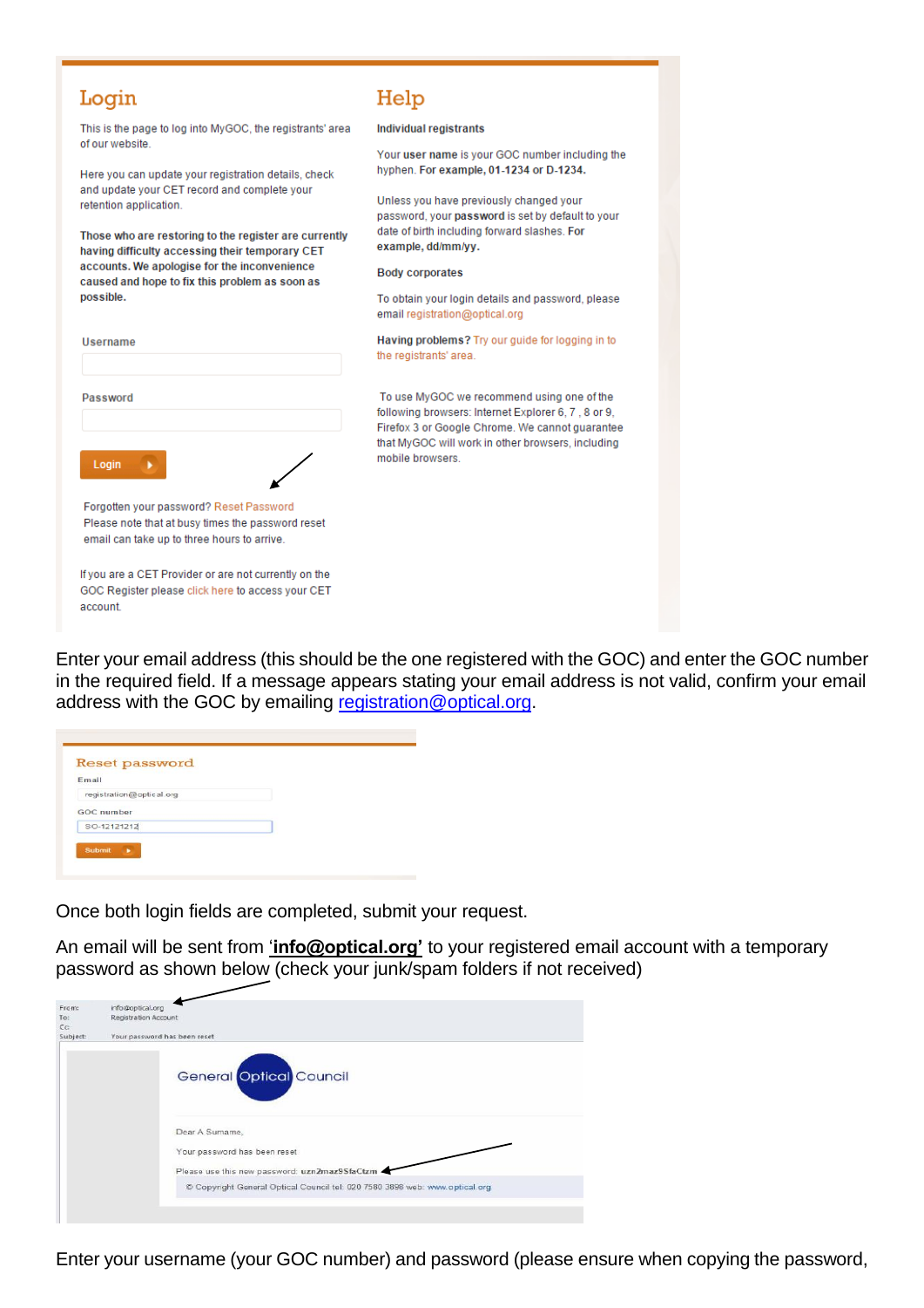## Login

This is the page to log into MyGOC, the registrants' area of our website.

Here you can update your registration details, check and update your CET record and complete your retention application.

**Those who are restoring to the register are currently having difficulty accessing their temporary CET accounts. We apologise for the inconvenience caused and hope to fix this problem as soon as possible.**

Username

Password

Login

Forgotten your password? Reset Password
Please note that at busy times the password reset email can take up to three hours to arrive.

If you are a CET Provider or are not currently on the GOC Register please click here to access your CET account.

## Help

**Individual registrants**

Your **user name** is your GOC number including the hyphen. **For example, 01-1234 or D-1234.**

Unless you have previously changed your password, your **password** is set by default to your date of birth including forward slashes. **For example, dd/mm/yy.**

**Body corporates**

To obtain your login details and password, please email registration@optical.org

**Having problems?** Try our guide for logging in to the registrants' area.

To use MyGOC we recommend using one of the following browsers: Internet Explorer 6, 7 , 8 or 9, Firefox 3 or Google Chrome. We cannot guarantee that MyGOC will work in other browsers, including mobile browsers.

Enter your email address (this should be the one registered with the GOC) and enter the GOC number in the required field. If a message appears stating your email address is not valid, confirm your email address with the GOC by emailing registration@optical.org.

**Reset password**

Email
registration@optical.org

GOC number
SO-12121212

Submit

Once both login fields are completed, submit your request.

An email will be sent from '**info@optical.org**' to your registered email account with a temporary password as shown below (check your junk/spam folders if not received)

From: info@optical.org
To: Registration Account
Cc:
Subject: Your password has been reset

General Optical Council

Dear A Surname,

Your password has been reset

Please use this new password: uzn2maz9SfaCtzm

© Copyright General Optical Council tel: 020 7580 3898 web: www.optical.org

Enter your username (your GOC number) and password (please ensure when copying the password,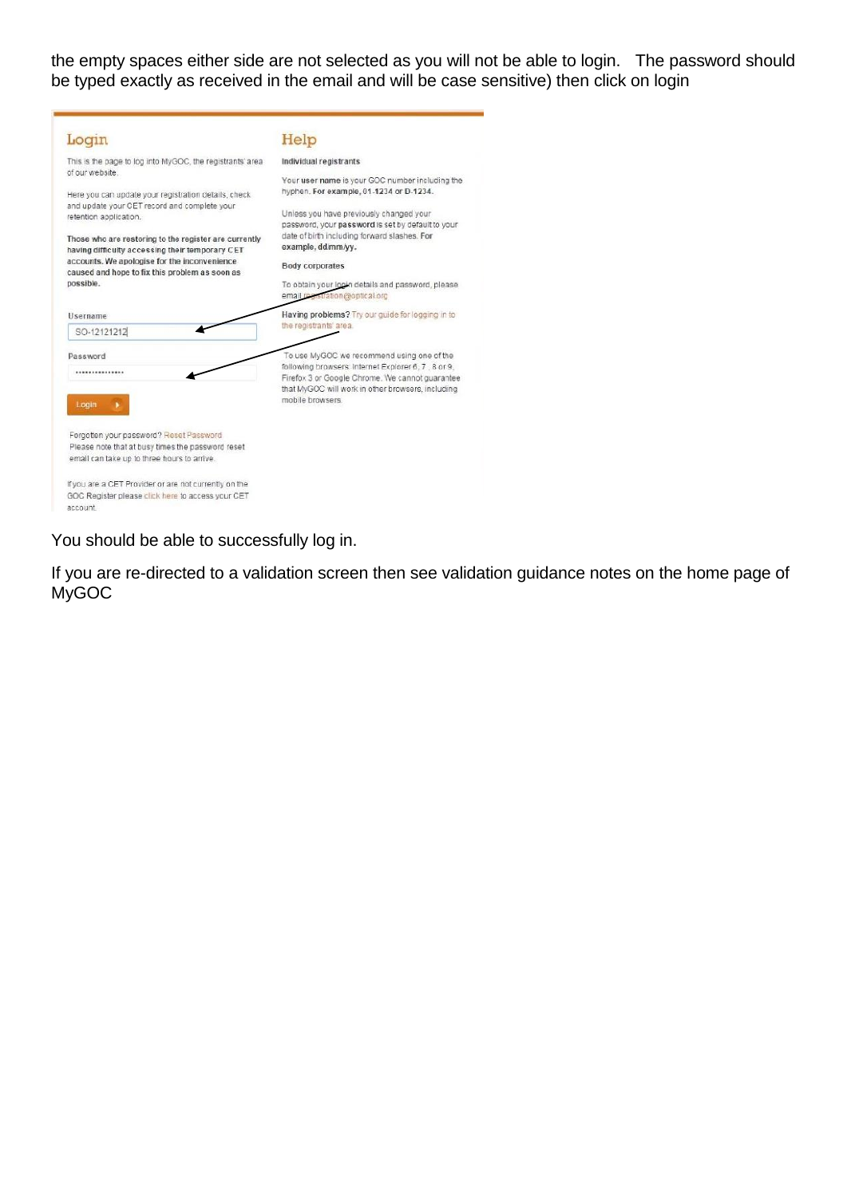the empty spaces either side are not selected as you will not be able to login. The password should be typed exactly as received in the email and will be case sensitive) then click on login

## Login

This is the page to log into MyGOC, the registrants' area of our website.

Here you can update your registration details, check and update your CET record and complete your retention application.

**Those who are restoring to the register are currently having difficulty accessing their temporary CET accounts. We apologise for the inconvenience caused and hope to fix this problem as soon as possible.**

Username

SO-12121212

Password

•••••••••••••••

Login

Forgotten your password? Reset Password
Please note that at busy times the password reset email can take up to three hours to arrive.

If you are a CET Provider or are not currently on the GOC Register please click here to access your CET account.

## Help

**Individual registrants**

Your **user name** is your GOC number including the hyphen. **For example, 01-1234 or D-1234.**

Unless you have previously changed your password, your **password** is set by default to your date of birth including forward slashes. **For example, dd/mm/yy.**

**Body corporates**

To obtain your login details and password, please email registration@optical.org

**Having problems?** Try our guide for logging in to the registrants' area.

To use MyGOC we recommend using one of the following browsers: Internet Explorer 6, 7, 8 or 9, Firefox 3 or Google Chrome. We cannot guarantee that MyGOC will work in other browsers, including mobile browsers.

You should be able to successfully log in.

If you are re-directed to a validation screen then see validation guidance notes on the home page of MyGOC